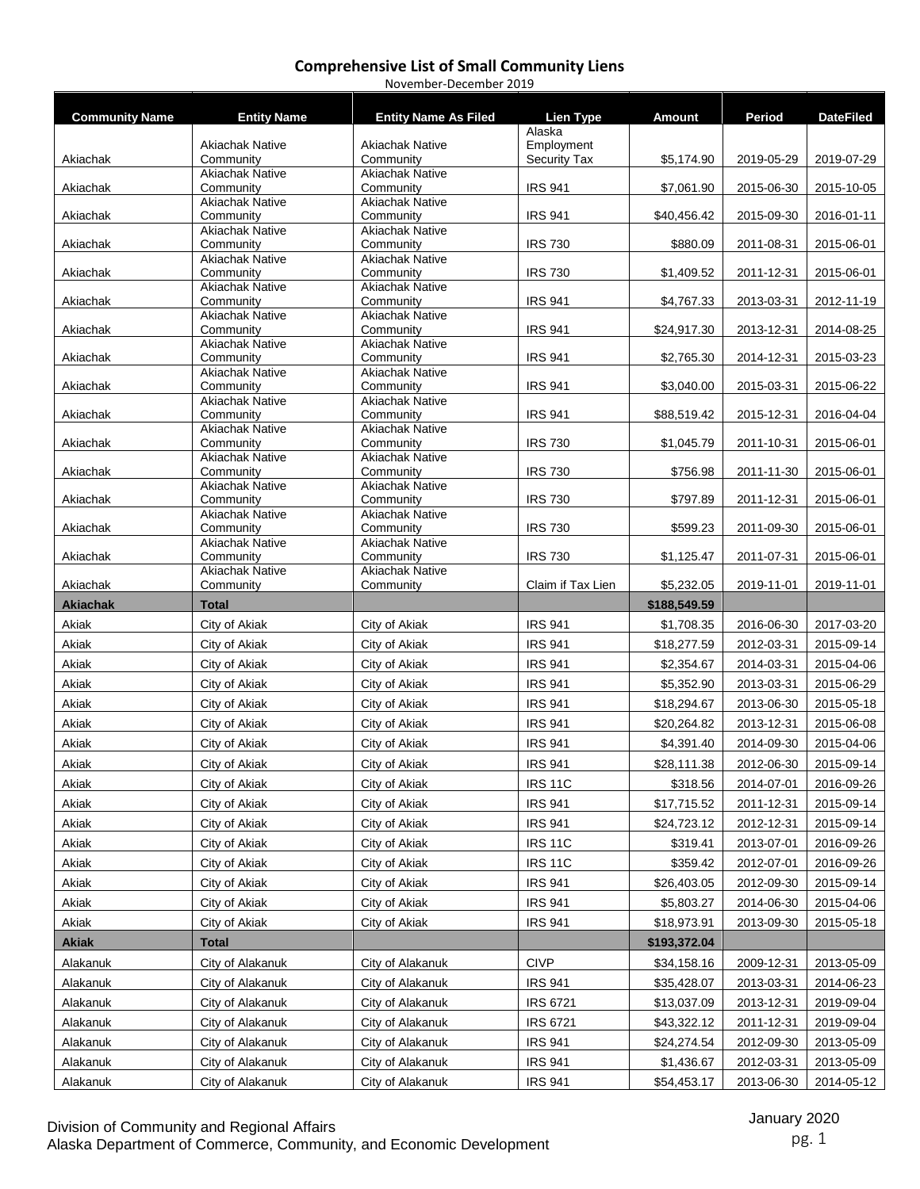# Comprehensive List of Small Community Liens

November-December 2019

| Community Name | Entity Name | Entity Name As Filed | Lien Type | Amount | Period | DateFiled |
|---|---|---|---|---|---|---|
| Akiachak | Akiachak Native Community | Akiachak Native Community | Alaska Employment Security Tax | $5,174.90 | 2019-05-29 | 2019-07-29 |
| Akiachak | Akiachak Native Community | Akiachak Native Community | IRS 941 | $7,061.90 | 2015-06-30 | 2015-10-05 |
| Akiachak | Akiachak Native Community | Akiachak Native Community | IRS 941 | $40,456.42 | 2015-09-30 | 2016-01-11 |
| Akiachak | Akiachak Native Community | Akiachak Native Community | IRS 730 | $880.09 | 2011-08-31 | 2015-06-01 |
| Akiachak | Akiachak Native Community | Akiachak Native Community | IRS 730 | $1,409.52 | 2011-12-31 | 2015-06-01 |
| Akiachak | Akiachak Native Community | Akiachak Native Community | IRS 941 | $4,767.33 | 2013-03-31 | 2012-11-19 |
| Akiachak | Akiachak Native Community | Akiachak Native Community | IRS 941 | $24,917.30 | 2013-12-31 | 2014-08-25 |
| Akiachak | Akiachak Native Community | Akiachak Native Community | IRS 941 | $2,765.30 | 2014-12-31 | 2015-03-23 |
| Akiachak | Akiachak Native Community | Akiachak Native Community | IRS 941 | $3,040.00 | 2015-03-31 | 2015-06-22 |
| Akiachak | Akiachak Native Community | Akiachak Native Community | IRS 941 | $88,519.42 | 2015-12-31 | 2016-04-04 |
| Akiachak | Akiachak Native Community | Akiachak Native Community | IRS 730 | $1,045.79 | 2011-10-31 | 2015-06-01 |
| Akiachak | Akiachak Native Community | Akiachak Native Community | IRS 730 | $756.98 | 2011-11-30 | 2015-06-01 |
| Akiachak | Akiachak Native Community | Akiachak Native Community | IRS 730 | $797.89 | 2011-12-31 | 2015-06-01 |
| Akiachak | Akiachak Native Community | Akiachak Native Community | IRS 730 | $599.23 | 2011-09-30 | 2015-06-01 |
| Akiachak | Akiachak Native Community | Akiachak Native Community | IRS 730 | $1,125.47 | 2011-07-31 | 2015-06-01 |
| Akiachak | Akiachak Native Community | Akiachak Native Community | Claim if Tax Lien | $5,232.05 | 2019-11-01 | 2019-11-01 |
| **Akiachak** | **Total** | | | **$188,549.59** | | |
| Akiak | City of Akiak | City of Akiak | IRS 941 | $1,708.35 | 2016-06-30 | 2017-03-20 |
| Akiak | City of Akiak | City of Akiak | IRS 941 | $18,277.59 | 2012-03-31 | 2015-09-14 |
| Akiak | City of Akiak | City of Akiak | IRS 941 | $2,354.67 | 2014-03-31 | 2015-04-06 |
| Akiak | City of Akiak | City of Akiak | IRS 941 | $5,352.90 | 2013-03-31 | 2015-06-29 |
| Akiak | City of Akiak | City of Akiak | IRS 941 | $18,294.67 | 2013-06-30 | 2015-05-18 |
| Akiak | City of Akiak | City of Akiak | IRS 941 | $20,264.82 | 2013-12-31 | 2015-06-08 |
| Akiak | City of Akiak | City of Akiak | IRS 941 | $4,391.40 | 2014-09-30 | 2015-04-06 |
| Akiak | City of Akiak | City of Akiak | IRS 941 | $28,111.38 | 2012-06-30 | 2015-09-14 |
| Akiak | City of Akiak | City of Akiak | IRS 11C | $318.56 | 2014-07-01 | 2016-09-26 |
| Akiak | City of Akiak | City of Akiak | IRS 941 | $17,715.52 | 2011-12-31 | 2015-09-14 |
| Akiak | City of Akiak | City of Akiak | IRS 941 | $24,723.12 | 2012-12-31 | 2015-09-14 |
| Akiak | City of Akiak | City of Akiak | IRS 11C | $319.41 | 2013-07-01 | 2016-09-26 |
| Akiak | City of Akiak | City of Akiak | IRS 11C | $359.42 | 2012-07-01 | 2016-09-26 |
| Akiak | City of Akiak | City of Akiak | IRS 941 | $26,403.05 | 2012-09-30 | 2015-09-14 |
| Akiak | City of Akiak | City of Akiak | IRS 941 | $5,803.27 | 2014-06-30 | 2015-04-06 |
| Akiak | City of Akiak | City of Akiak | IRS 941 | $18,973.91 | 2013-09-30 | 2015-05-18 |
| **Akiak** | **Total** | | | **$193,372.04** | | |
| Alakanuk | City of Alakanuk | City of Alakanuk | CIVP | $34,158.16 | 2009-12-31 | 2013-05-09 |
| Alakanuk | City of Alakanuk | City of Alakanuk | IRS 941 | $35,428.07 | 2013-03-31 | 2014-06-23 |
| Alakanuk | City of Alakanuk | City of Alakanuk | IRS 6721 | $13,037.09 | 2013-12-31 | 2019-09-04 |
| Alakanuk | City of Alakanuk | City of Alakanuk | IRS 6721 | $43,322.12 | 2011-12-31 | 2019-09-04 |
| Alakanuk | City of Alakanuk | City of Alakanuk | IRS 941 | $24,274.54 | 2012-09-30 | 2013-05-09 |
| Alakanuk | City of Alakanuk | City of Alakanuk | IRS 941 | $1,436.67 | 2012-03-31 | 2013-05-09 |
| Alakanuk | City of Alakanuk | City of Alakanuk | IRS 941 | $54,453.17 | 2013-06-30 | 2014-05-12 |

Division of Community and Regional Affairs
Alaska Department of Commerce, Community, and Economic Development

January 2020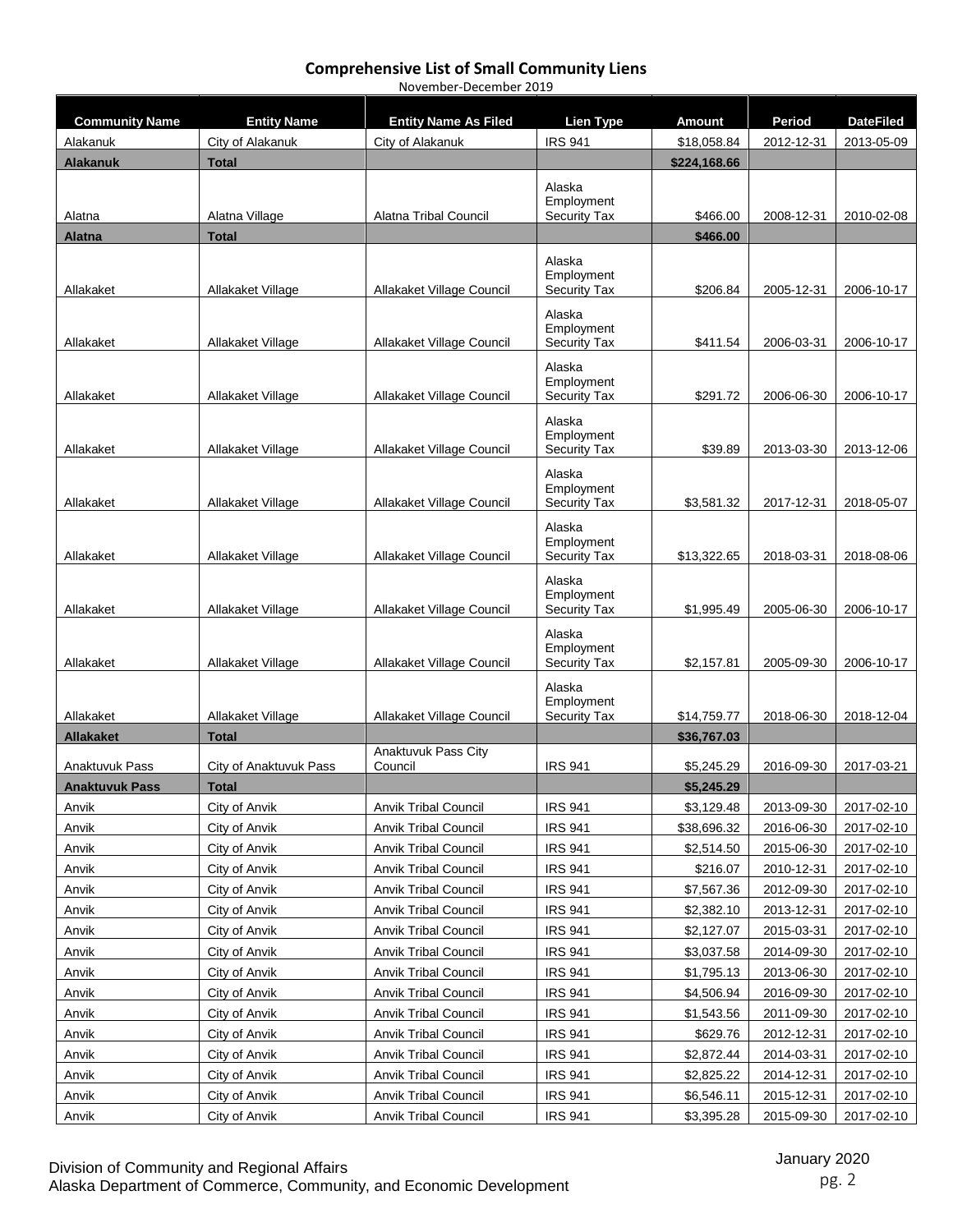## Comprehensive List of Small Community Liens

November-December 2019

| Community Name | Entity Name | Entity Name As Filed | Lien Type | Amount | Period | DateFiled |
|---|---|---|---|---|---|---|
| Alakanuk | City of Alakanuk | City of Alakanuk | IRS 941 | $18,058.84 | 2012-12-31 | 2013-05-09 |
| **Alakanuk** | **Total** | | | **$224,168.66** | | |
| Alatna | Alatna Village | Alatna Tribal Council | Alaska Employment Security Tax | $466.00 | 2008-12-31 | 2010-02-08 |
| **Alatna** | **Total** | | | **$466.00** | | |
| Allakaket | Allakaket Village | Allakaket Village Council | Alaska Employment Security Tax | $206.84 | 2005-12-31 | 2006-10-17 |
| Allakaket | Allakaket Village | Allakaket Village Council | Alaska Employment Security Tax | $411.54 | 2006-03-31 | 2006-10-17 |
| Allakaket | Allakaket Village | Allakaket Village Council | Alaska Employment Security Tax | $291.72 | 2006-06-30 | 2006-10-17 |
| Allakaket | Allakaket Village | Allakaket Village Council | Alaska Employment Security Tax | $39.89 | 2013-03-30 | 2013-12-06 |
| Allakaket | Allakaket Village | Allakaket Village Council | Alaska Employment Security Tax | $3,581.32 | 2017-12-31 | 2018-05-07 |
| Allakaket | Allakaket Village | Allakaket Village Council | Alaska Employment Security Tax | $13,322.65 | 2018-03-31 | 2018-08-06 |
| Allakaket | Allakaket Village | Allakaket Village Council | Alaska Employment Security Tax | $1,995.49 | 2005-06-30 | 2006-10-17 |
| Allakaket | Allakaket Village | Allakaket Village Council | Alaska Employment Security Tax | $2,157.81 | 2005-09-30 | 2006-10-17 |
| Allakaket | Allakaket Village | Allakaket Village Council | Alaska Employment Security Tax | $14,759.77 | 2018-06-30 | 2018-12-04 |
| **Allakaket** | **Total** | | | **$36,767.03** | | |
| Anaktuvuk Pass | City of Anaktuvuk Pass | Anaktuvuk Pass City Council | IRS 941 | $5,245.29 | 2016-09-30 | 2017-03-21 |
| **Anaktuvuk Pass** | **Total** | | | **$5,245.29** | | |
| Anvik | City of Anvik | Anvik Tribal Council | IRS 941 | $3,129.48 | 2013-09-30 | 2017-02-10 |
| Anvik | City of Anvik | Anvik Tribal Council | IRS 941 | $38,696.32 | 2016-06-30 | 2017-02-10 |
| Anvik | City of Anvik | Anvik Tribal Council | IRS 941 | $2,514.50 | 2015-06-30 | 2017-02-10 |
| Anvik | City of Anvik | Anvik Tribal Council | IRS 941 | $216.07 | 2010-12-31 | 2017-02-10 |
| Anvik | City of Anvik | Anvik Tribal Council | IRS 941 | $7,567.36 | 2012-09-30 | 2017-02-10 |
| Anvik | City of Anvik | Anvik Tribal Council | IRS 941 | $2,382.10 | 2013-12-31 | 2017-02-10 |
| Anvik | City of Anvik | Anvik Tribal Council | IRS 941 | $2,127.07 | 2015-03-31 | 2017-02-10 |
| Anvik | City of Anvik | Anvik Tribal Council | IRS 941 | $3,037.58 | 2014-09-30 | 2017-02-10 |
| Anvik | City of Anvik | Anvik Tribal Council | IRS 941 | $1,795.13 | 2013-06-30 | 2017-02-10 |
| Anvik | City of Anvik | Anvik Tribal Council | IRS 941 | $4,506.94 | 2016-09-30 | 2017-02-10 |
| Anvik | City of Anvik | Anvik Tribal Council | IRS 941 | $1,543.56 | 2011-09-30 | 2017-02-10 |
| Anvik | City of Anvik | Anvik Tribal Council | IRS 941 | $629.76 | 2012-12-31 | 2017-02-10 |
| Anvik | City of Anvik | Anvik Tribal Council | IRS 941 | $2,872.44 | 2014-03-31 | 2017-02-10 |
| Anvik | City of Anvik | Anvik Tribal Council | IRS 941 | $2,825.22 | 2014-12-31 | 2017-02-10 |
| Anvik | City of Anvik | Anvik Tribal Council | IRS 941 | $6,546.11 | 2015-12-31 | 2017-02-10 |
| Anvik | City of Anvik | Anvik Tribal Council | IRS 941 | $3,395.28 | 2015-09-30 | 2017-02-10 |

Division of Community and Regional Affairs
Alaska Department of Commerce, Community, and Economic Development

January 2020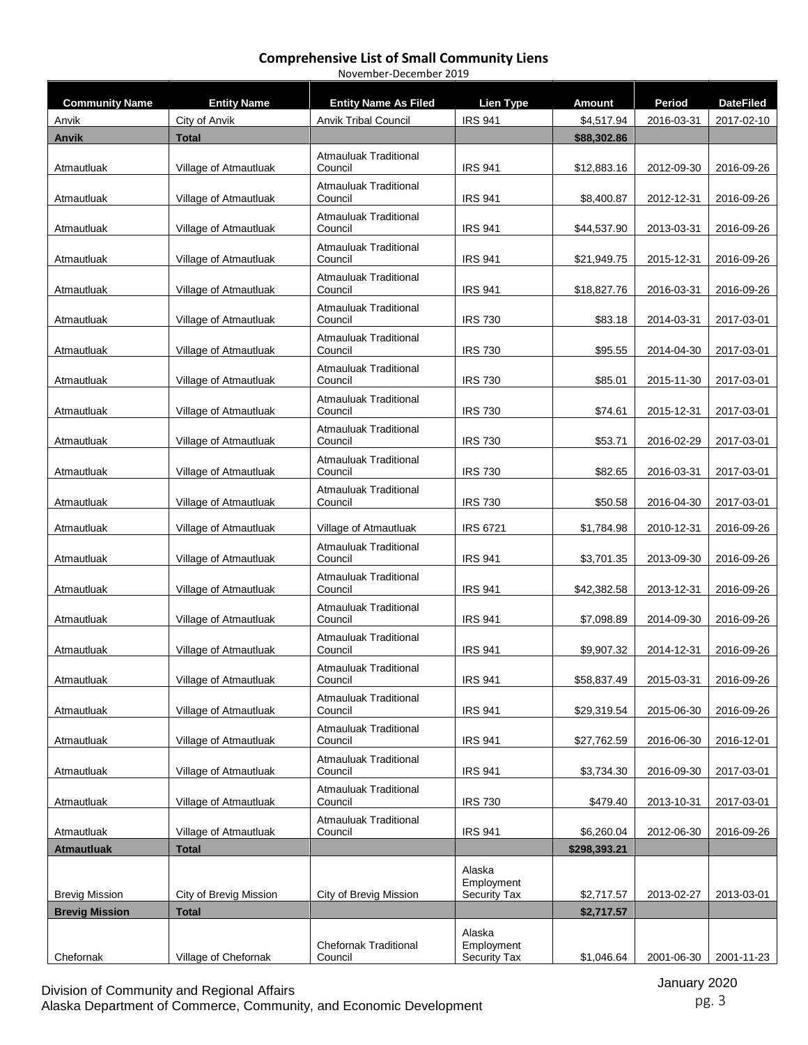## Comprehensive List of Small Community Liens

November-December 2019

| Community Name | Entity Name | Entity Name As Filed | Lien Type | Amount | Period | DateFiled |
|---|---|---|---|---|---|---|
| Anvik | City of Anvik | Anvik Tribal Council | IRS 941 | $4,517.94 | 2016-03-31 | 2017-02-10 |
| **Anvik** | **Total** | | | **$88,302.86** | | |
| Atmautluak | Village of Atmautluak | Atmauluak Traditional Council | IRS 941 | $12,883.16 | 2012-09-30 | 2016-09-26 |
| Atmautluak | Village of Atmautluak | Atmauluak Traditional Council | IRS 941 | $8,400.87 | 2012-12-31 | 2016-09-26 |
| Atmautluak | Village of Atmautluak | Atmauluak Traditional Council | IRS 941 | $44,537.90 | 2013-03-31 | 2016-09-26 |
| Atmautluak | Village of Atmautluak | Atmauluak Traditional Council | IRS 941 | $21,949.75 | 2015-12-31 | 2016-09-26 |
| Atmautluak | Village of Atmautluak | Atmauluak Traditional Council | IRS 941 | $18,827.76 | 2016-03-31 | 2016-09-26 |
| Atmautluak | Village of Atmautluak | Atmauluak Traditional Council | IRS 730 | $83.18 | 2014-03-31 | 2017-03-01 |
| Atmautluak | Village of Atmautluak | Atmauluak Traditional Council | IRS 730 | $95.55 | 2014-04-30 | 2017-03-01 |
| Atmautluak | Village of Atmautluak | Atmauluak Traditional Council | IRS 730 | $85.01 | 2015-11-30 | 2017-03-01 |
| Atmautluak | Village of Atmautluak | Atmauluak Traditional Council | IRS 730 | $74.61 | 2015-12-31 | 2017-03-01 |
| Atmautluak | Village of Atmautluak | Atmauluak Traditional Council | IRS 730 | $53.71 | 2016-02-29 | 2017-03-01 |
| Atmautluak | Village of Atmautluak | Atmauluak Traditional Council | IRS 730 | $82.65 | 2016-03-31 | 2017-03-01 |
| Atmautluak | Village of Atmautluak | Atmauluak Traditional Council | IRS 730 | $50.58 | 2016-04-30 | 2017-03-01 |
| Atmautluak | Village of Atmautluak | Village of Atmautluak | IRS 6721 | $1,784.98 | 2010-12-31 | 2016-09-26 |
| Atmautluak | Village of Atmautluak | Atmauluak Traditional Council | IRS 941 | $3,701.35 | 2013-09-30 | 2016-09-26 |
| Atmautluak | Village of Atmautluak | Atmauluak Traditional Council | IRS 941 | $42,382.58 | 2013-12-31 | 2016-09-26 |
| Atmautluak | Village of Atmautluak | Atmauluak Traditional Council | IRS 941 | $7,098.89 | 2014-09-30 | 2016-09-26 |
| Atmautluak | Village of Atmautluak | Atmauluak Traditional Council | IRS 941 | $9,907.32 | 2014-12-31 | 2016-09-26 |
| Atmautluak | Village of Atmautluak | Atmauluak Traditional Council | IRS 941 | $58,837.49 | 2015-03-31 | 2016-09-26 |
| Atmautluak | Village of Atmautluak | Atmauluak Traditional Council | IRS 941 | $29,319.54 | 2015-06-30 | 2016-09-26 |
| Atmautluak | Village of Atmautluak | Atmauluak Traditional Council | IRS 941 | $27,762.59 | 2016-06-30 | 2016-12-01 |
| Atmautluak | Village of Atmautluak | Atmauluak Traditional Council | IRS 941 | $3,734.30 | 2016-09-30 | 2017-03-01 |
| Atmautluak | Village of Atmautluak | Atmauluak Traditional Council | IRS 730 | $479.40 | 2013-10-31 | 2017-03-01 |
| Atmautluak | Village of Atmautluak | Atmauluak Traditional Council | IRS 941 | $6,260.04 | 2012-06-30 | 2016-09-26 |
| **Atmautluak** | **Total** | | | **$298,393.21** | | |
| Brevig Mission | City of Brevig Mission | City of Brevig Mission | Alaska Employment Security Tax | $2,717.57 | 2013-02-27 | 2013-03-01 |
| **Brevig Mission** | **Total** | | | **$2,717.57** | | |
| Chefornak | Village of Chefornak | Chefornak Traditional Council | Alaska Employment Security Tax | $1,046.64 | 2001-06-30 | 2001-11-23 |

Division of Community and Regional Affairs
Alaska Department of Commerce, Community, and Economic Development

January 2020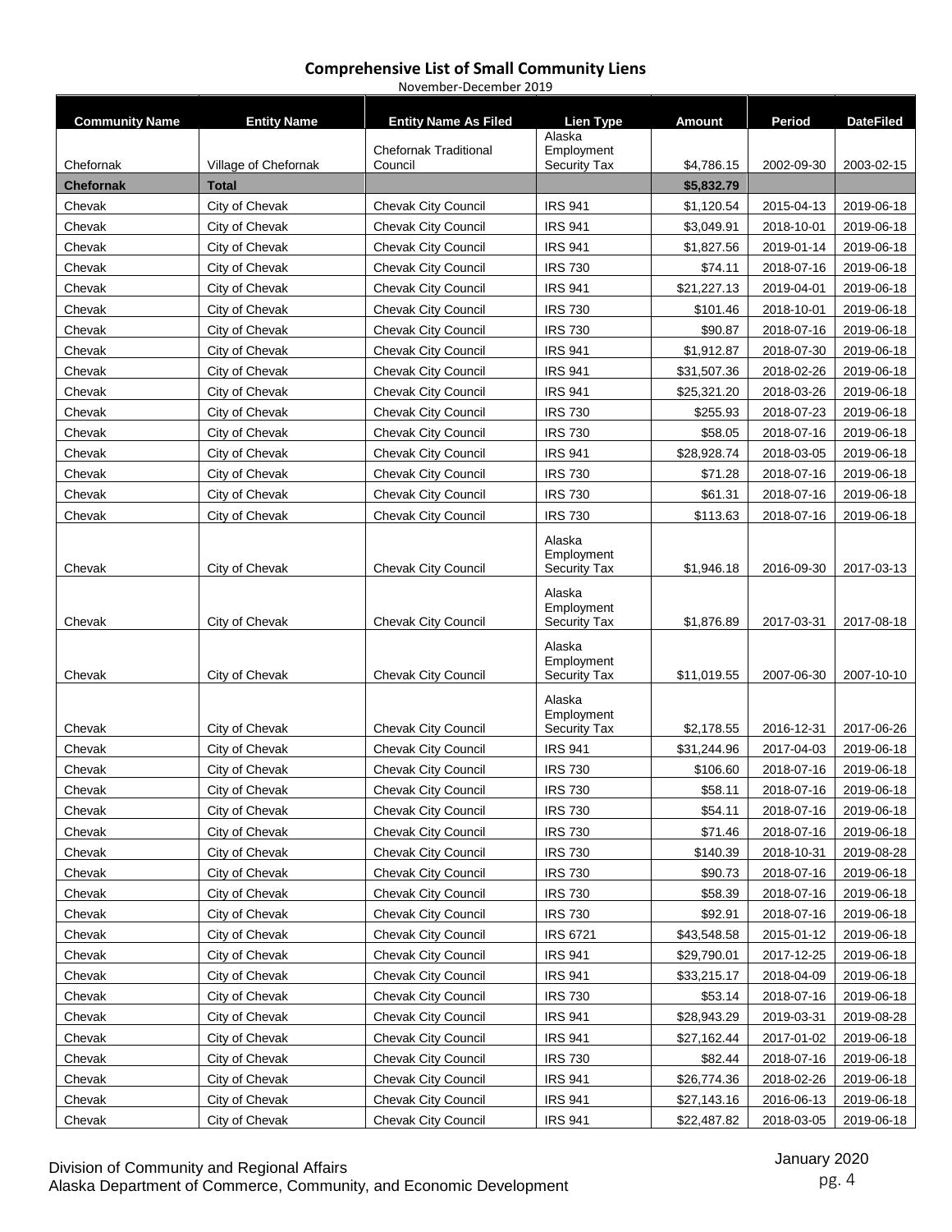# Comprehensive List of Small Community Liens

November-December 2019

| Community Name | Entity Name | Entity Name As Filed | Lien Type | Amount | Period | DateFiled |
|---|---|---|---|---|---|---|
| Chefornak | Village of Chefornak | Chefornak Traditional Council | Alaska Employment Security Tax | $4,786.15 | 2002-09-30 | 2003-02-15 |
| **Chefornak** | **Total** | | | **$5,832.79** | | |
| Chevak | City of Chevak | Chevak City Council | IRS 941 | $1,120.54 | 2015-04-13 | 2019-06-18 |
| Chevak | City of Chevak | Chevak City Council | IRS 941 | $3,049.91 | 2018-10-01 | 2019-06-18 |
| Chevak | City of Chevak | Chevak City Council | IRS 941 | $1,827.56 | 2019-01-14 | 2019-06-18 |
| Chevak | City of Chevak | Chevak City Council | IRS 730 | $74.11 | 2018-07-16 | 2019-06-18 |
| Chevak | City of Chevak | Chevak City Council | IRS 941 | $21,227.13 | 2019-04-01 | 2019-06-18 |
| Chevak | City of Chevak | Chevak City Council | IRS 730 | $101.46 | 2018-10-01 | 2019-06-18 |
| Chevak | City of Chevak | Chevak City Council | IRS 730 | $90.87 | 2018-07-16 | 2019-06-18 |
| Chevak | City of Chevak | Chevak City Council | IRS 941 | $1,912.87 | 2018-07-30 | 2019-06-18 |
| Chevak | City of Chevak | Chevak City Council | IRS 941 | $31,507.36 | 2018-02-26 | 2019-06-18 |
| Chevak | City of Chevak | Chevak City Council | IRS 941 | $25,321.20 | 2018-03-26 | 2019-06-18 |
| Chevak | City of Chevak | Chevak City Council | IRS 730 | $255.93 | 2018-07-23 | 2019-06-18 |
| Chevak | City of Chevak | Chevak City Council | IRS 730 | $58.05 | 2018-07-16 | 2019-06-18 |
| Chevak | City of Chevak | Chevak City Council | IRS 941 | $28,928.74 | 2018-03-05 | 2019-06-18 |
| Chevak | City of Chevak | Chevak City Council | IRS 730 | $71.28 | 2018-07-16 | 2019-06-18 |
| Chevak | City of Chevak | Chevak City Council | IRS 730 | $61.31 | 2018-07-16 | 2019-06-18 |
| Chevak | City of Chevak | Chevak City Council | IRS 730 | $113.63 | 2018-07-16 | 2019-06-18 |
| Chevak | City of Chevak | Chevak City Council | Alaska Employment Security Tax | $1,946.18 | 2016-09-30 | 2017-03-13 |
| Chevak | City of Chevak | Chevak City Council | Alaska Employment Security Tax | $1,876.89 | 2017-03-31 | 2017-08-18 |
| Chevak | City of Chevak | Chevak City Council | Alaska Employment Security Tax | $11,019.55 | 2007-06-30 | 2007-10-10 |
| Chevak | City of Chevak | Chevak City Council | Alaska Employment Security Tax | $2,178.55 | 2016-12-31 | 2017-06-26 |
| Chevak | City of Chevak | Chevak City Council | IRS 941 | $31,244.96 | 2017-04-03 | 2019-06-18 |
| Chevak | City of Chevak | Chevak City Council | IRS 730 | $106.60 | 2018-07-16 | 2019-06-18 |
| Chevak | City of Chevak | Chevak City Council | IRS 730 | $58.11 | 2018-07-16 | 2019-06-18 |
| Chevak | City of Chevak | Chevak City Council | IRS 730 | $54.11 | 2018-07-16 | 2019-06-18 |
| Chevak | City of Chevak | Chevak City Council | IRS 730 | $71.46 | 2018-07-16 | 2019-06-18 |
| Chevak | City of Chevak | Chevak City Council | IRS 730 | $140.39 | 2018-10-31 | 2019-08-28 |
| Chevak | City of Chevak | Chevak City Council | IRS 730 | $90.73 | 2018-07-16 | 2019-06-18 |
| Chevak | City of Chevak | Chevak City Council | IRS 730 | $58.39 | 2018-07-16 | 2019-06-18 |
| Chevak | City of Chevak | Chevak City Council | IRS 730 | $92.91 | 2018-07-16 | 2019-06-18 |
| Chevak | City of Chevak | Chevak City Council | IRS 6721 | $43,548.58 | 2015-01-12 | 2019-06-18 |
| Chevak | City of Chevak | Chevak City Council | IRS 941 | $29,790.01 | 2017-12-25 | 2019-06-18 |
| Chevak | City of Chevak | Chevak City Council | IRS 941 | $33,215.17 | 2018-04-09 | 2019-06-18 |
| Chevak | City of Chevak | Chevak City Council | IRS 730 | $53.14 | 2018-07-16 | 2019-06-18 |
| Chevak | City of Chevak | Chevak City Council | IRS 941 | $28,943.29 | 2019-03-31 | 2019-08-28 |
| Chevak | City of Chevak | Chevak City Council | IRS 941 | $27,162.44 | 2017-01-02 | 2019-06-18 |
| Chevak | City of Chevak | Chevak City Council | IRS 730 | $82.44 | 2018-07-16 | 2019-06-18 |
| Chevak | City of Chevak | Chevak City Council | IRS 941 | $26,774.36 | 2018-02-26 | 2019-06-18 |
| Chevak | City of Chevak | Chevak City Council | IRS 941 | $27,143.16 | 2016-06-13 | 2019-06-18 |
| Chevak | City of Chevak | Chevak City Council | IRS 941 | $22,487.82 | 2018-03-05 | 2019-06-18 |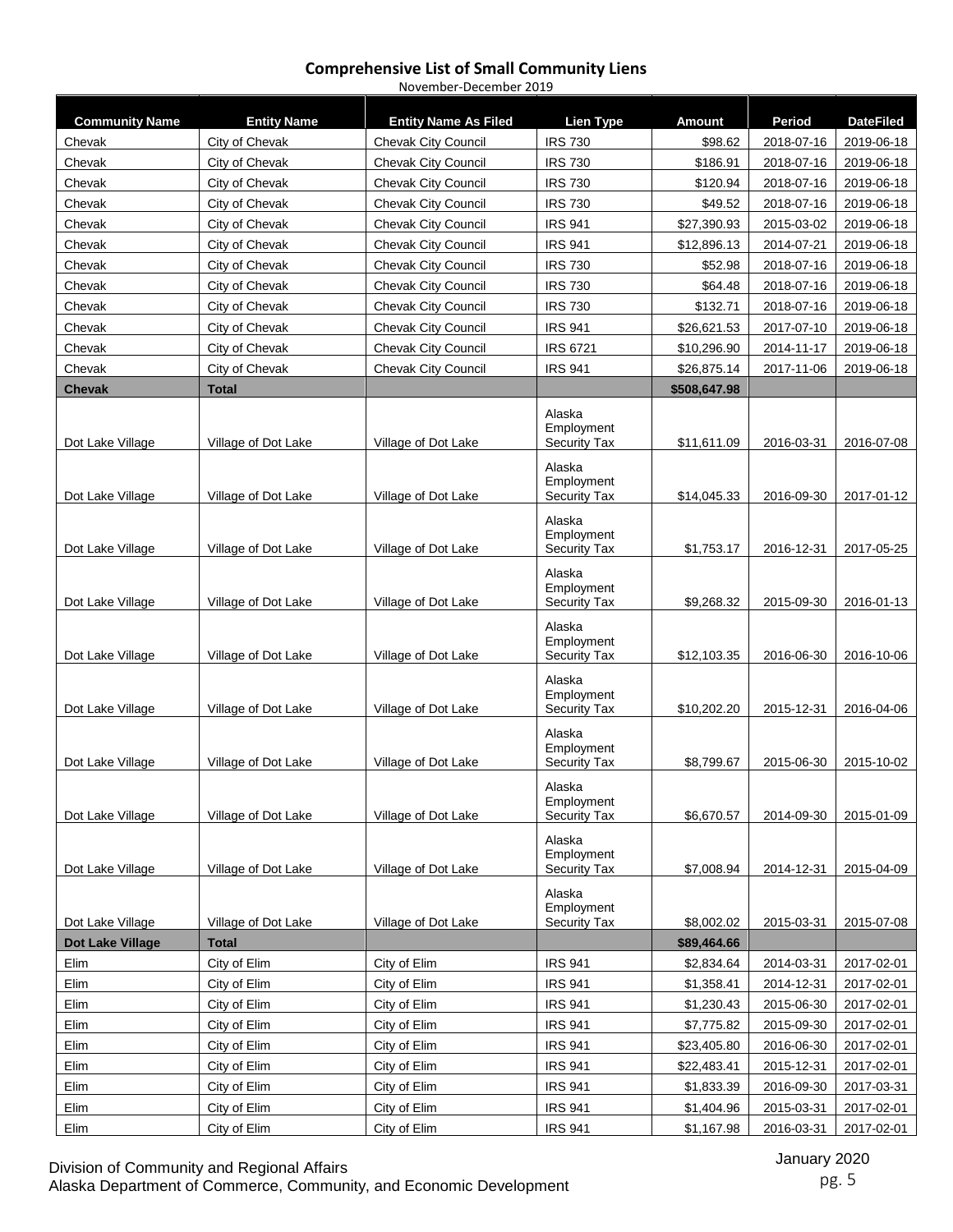## Comprehensive List of Small Community Liens

November-December 2019

| Community Name | Entity Name | Entity Name As Filed | Lien Type | Amount | Period | DateFiled |
|---|---|---|---|---|---|---|
| Chevak | City of Chevak | Chevak City Council | IRS 730 | $98.62 | 2018-07-16 | 2019-06-18 |
| Chevak | City of Chevak | Chevak City Council | IRS 730 | $186.91 | 2018-07-16 | 2019-06-18 |
| Chevak | City of Chevak | Chevak City Council | IRS 730 | $120.94 | 2018-07-16 | 2019-06-18 |
| Chevak | City of Chevak | Chevak City Council | IRS 730 | $49.52 | 2018-07-16 | 2019-06-18 |
| Chevak | City of Chevak | Chevak City Council | IRS 941 | $27,390.93 | 2015-03-02 | 2019-06-18 |
| Chevak | City of Chevak | Chevak City Council | IRS 941 | $12,896.13 | 2014-07-21 | 2019-06-18 |
| Chevak | City of Chevak | Chevak City Council | IRS 730 | $52.98 | 2018-07-16 | 2019-06-18 |
| Chevak | City of Chevak | Chevak City Council | IRS 730 | $64.48 | 2018-07-16 | 2019-06-18 |
| Chevak | City of Chevak | Chevak City Council | IRS 730 | $132.71 | 2018-07-16 | 2019-06-18 |
| Chevak | City of Chevak | Chevak City Council | IRS 941 | $26,621.53 | 2017-07-10 | 2019-06-18 |
| Chevak | City of Chevak | Chevak City Council | IRS 6721 | $10,296.90 | 2014-11-17 | 2019-06-18 |
| Chevak | City of Chevak | Chevak City Council | IRS 941 | $26,875.14 | 2017-11-06 | 2019-06-18 |
| **Chevak** | **Total** | | | **$508,647.98** | | |
| Dot Lake Village | Village of Dot Lake | Village of Dot Lake | Alaska Employment Security Tax | $11,611.09 | 2016-03-31 | 2016-07-08 |
| Dot Lake Village | Village of Dot Lake | Village of Dot Lake | Alaska Employment Security Tax | $14,045.33 | 2016-09-30 | 2017-01-12 |
| Dot Lake Village | Village of Dot Lake | Village of Dot Lake | Alaska Employment Security Tax | $1,753.17 | 2016-12-31 | 2017-05-25 |
| Dot Lake Village | Village of Dot Lake | Village of Dot Lake | Alaska Employment Security Tax | $9,268.32 | 2015-09-30 | 2016-01-13 |
| Dot Lake Village | Village of Dot Lake | Village of Dot Lake | Alaska Employment Security Tax | $12,103.35 | 2016-06-30 | 2016-10-06 |
| Dot Lake Village | Village of Dot Lake | Village of Dot Lake | Alaska Employment Security Tax | $10,202.20 | 2015-12-31 | 2016-04-06 |
| Dot Lake Village | Village of Dot Lake | Village of Dot Lake | Alaska Employment Security Tax | $8,799.67 | 2015-06-30 | 2015-10-02 |
| Dot Lake Village | Village of Dot Lake | Village of Dot Lake | Alaska Employment Security Tax | $6,670.57 | 2014-09-30 | 2015-01-09 |
| Dot Lake Village | Village of Dot Lake | Village of Dot Lake | Alaska Employment Security Tax | $7,008.94 | 2014-12-31 | 2015-04-09 |
| Dot Lake Village | Village of Dot Lake | Village of Dot Lake | Alaska Employment Security Tax | $8,002.02 | 2015-03-31 | 2015-07-08 |
| **Dot Lake Village** | **Total** | | | **$89,464.66** | | |
| Elim | City of Elim | City of Elim | IRS 941 | $2,834.64 | 2014-03-31 | 2017-02-01 |
| Elim | City of Elim | City of Elim | IRS 941 | $1,358.41 | 2014-12-31 | 2017-02-01 |
| Elim | City of Elim | City of Elim | IRS 941 | $1,230.43 | 2015-06-30 | 2017-02-01 |
| Elim | City of Elim | City of Elim | IRS 941 | $7,775.82 | 2015-09-30 | 2017-02-01 |
| Elim | City of Elim | City of Elim | IRS 941 | $23,405.80 | 2016-06-30 | 2017-02-01 |
| Elim | City of Elim | City of Elim | IRS 941 | $22,483.41 | 2015-12-31 | 2017-02-01 |
| Elim | City of Elim | City of Elim | IRS 941 | $1,833.39 | 2016-09-30 | 2017-03-31 |
| Elim | City of Elim | City of Elim | IRS 941 | $1,404.96 | 2015-03-31 | 2017-02-01 |
| Elim | City of Elim | City of Elim | IRS 941 | $1,167.98 | 2016-03-31 | 2017-02-01 |

Division of Community and Regional Affairs
Alaska Department of Commerce, Community, and Economic Development

January 2020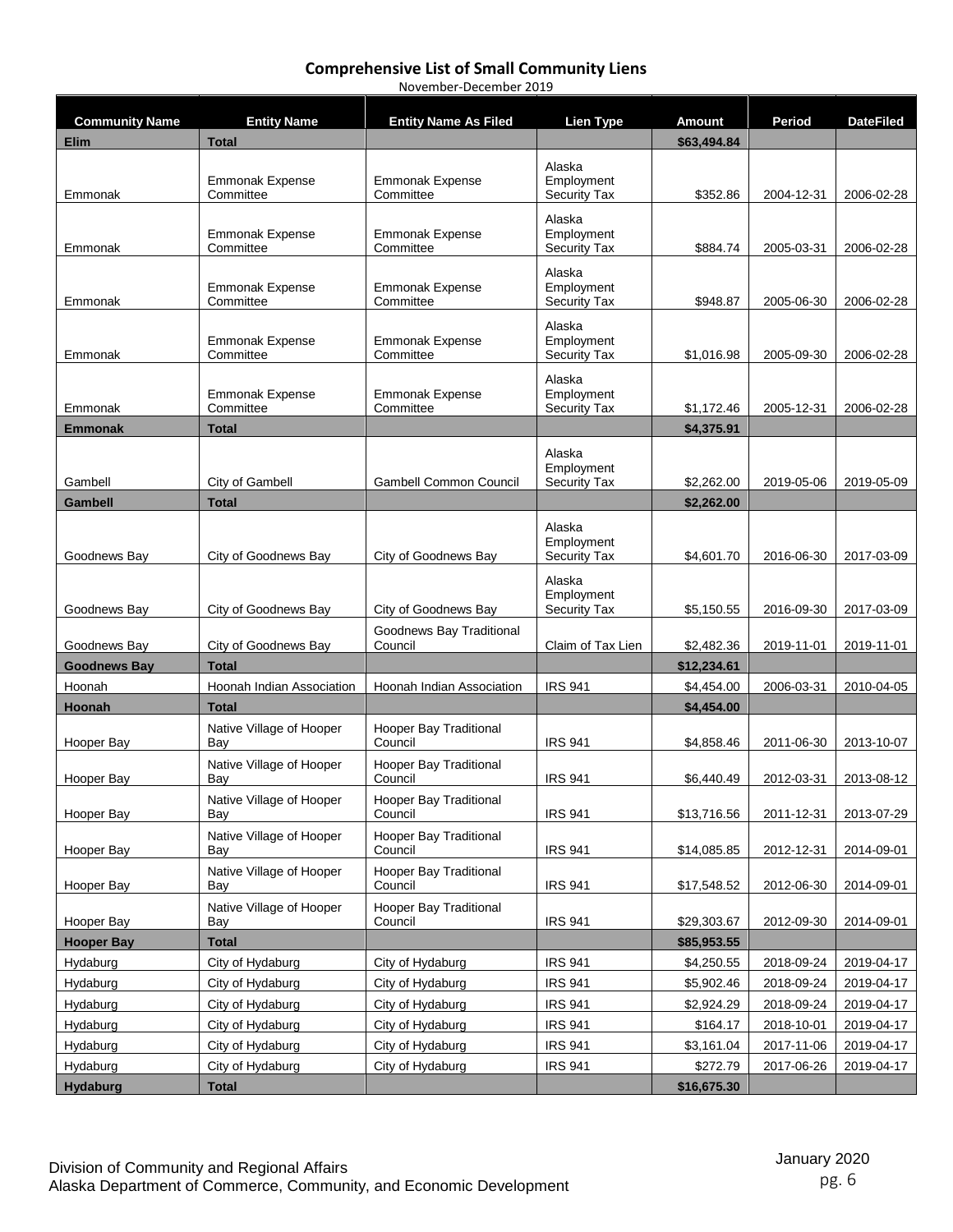## Comprehensive List of Small Community Liens

November-December 2019

| Community Name | Entity Name | Entity Name As Filed | Lien Type | Amount | Period | DateFiled |
|---|---|---|---|---|---|---|
| **Elim** | **Total** | | | **$63,494.84** | | |
| Emmonak | Emmonak Expense Committee | Emmonak Expense Committee | Alaska Employment Security Tax | $352.86 | 2004-12-31 | 2006-02-28 |
| Emmonak | Emmonak Expense Committee | Emmonak Expense Committee | Alaska Employment Security Tax | $884.74 | 2005-03-31 | 2006-02-28 |
| Emmonak | Emmonak Expense Committee | Emmonak Expense Committee | Alaska Employment Security Tax | $948.87 | 2005-06-30 | 2006-02-28 |
| Emmonak | Emmonak Expense Committee | Emmonak Expense Committee | Alaska Employment Security Tax | $1,016.98 | 2005-09-30 | 2006-02-28 |
| Emmonak | Emmonak Expense Committee | Emmonak Expense Committee | Alaska Employment Security Tax | $1,172.46 | 2005-12-31 | 2006-02-28 |
| **Emmonak** | **Total** | | | **$4,375.91** | | |
| Gambell | City of Gambell | Gambell Common Council | Alaska Employment Security Tax | $2,262.00 | 2019-05-06 | 2019-05-09 |
| **Gambell** | **Total** | | | **$2,262.00** | | |
| Goodnews Bay | City of Goodnews Bay | City of Goodnews Bay | Alaska Employment Security Tax | $4,601.70 | 2016-06-30 | 2017-03-09 |
| Goodnews Bay | City of Goodnews Bay | City of Goodnews Bay | Alaska Employment Security Tax | $5,150.55 | 2016-09-30 | 2017-03-09 |
| Goodnews Bay | City of Goodnews Bay | Goodnews Bay Traditional Council | Claim of Tax Lien | $2,482.36 | 2019-11-01 | 2019-11-01 |
| **Goodnews Bay** | **Total** | | | **$12,234.61** | | |
| Hoonah | Hoonah Indian Association | Hoonah Indian Association | IRS 941 | $4,454.00 | 2006-03-31 | 2010-04-05 |
| **Hoonah** | **Total** | | | **$4,454.00** | | |
| Hooper Bay | Native Village of Hooper Bay | Hooper Bay Traditional Council | IRS 941 | $4,858.46 | 2011-06-30 | 2013-10-07 |
| Hooper Bay | Native Village of Hooper Bay | Hooper Bay Traditional Council | IRS 941 | $6,440.49 | 2012-03-31 | 2013-08-12 |
| Hooper Bay | Native Village of Hooper Bay | Hooper Bay Traditional Council | IRS 941 | $13,716.56 | 2011-12-31 | 2013-07-29 |
| Hooper Bay | Native Village of Hooper Bay | Hooper Bay Traditional Council | IRS 941 | $14,085.85 | 2012-12-31 | 2014-09-01 |
| Hooper Bay | Native Village of Hooper Bay | Hooper Bay Traditional Council | IRS 941 | $17,548.52 | 2012-06-30 | 2014-09-01 |
| Hooper Bay | Native Village of Hooper Bay | Hooper Bay Traditional Council | IRS 941 | $29,303.67 | 2012-09-30 | 2014-09-01 |
| **Hooper Bay** | **Total** | | | **$85,953.55** | | |
| Hydaburg | City of Hydaburg | City of Hydaburg | IRS 941 | $4,250.55 | 2018-09-24 | 2019-04-17 |
| Hydaburg | City of Hydaburg | City of Hydaburg | IRS 941 | $5,902.46 | 2018-09-24 | 2019-04-17 |
| Hydaburg | City of Hydaburg | City of Hydaburg | IRS 941 | $2,924.29 | 2018-09-24 | 2019-04-17 |
| Hydaburg | City of Hydaburg | City of Hydaburg | IRS 941 | $164.17 | 2018-10-01 | 2019-04-17 |
| Hydaburg | City of Hydaburg | City of Hydaburg | IRS 941 | $3,161.04 | 2017-11-06 | 2019-04-17 |
| Hydaburg | City of Hydaburg | City of Hydaburg | IRS 941 | $272.79 | 2017-06-26 | 2019-04-17 |
| **Hydaburg** | **Total** | | | **$16,675.30** | | |

Division of Community and Regional Affairs
Alaska Department of Commerce, Community, and Economic Development

January 2020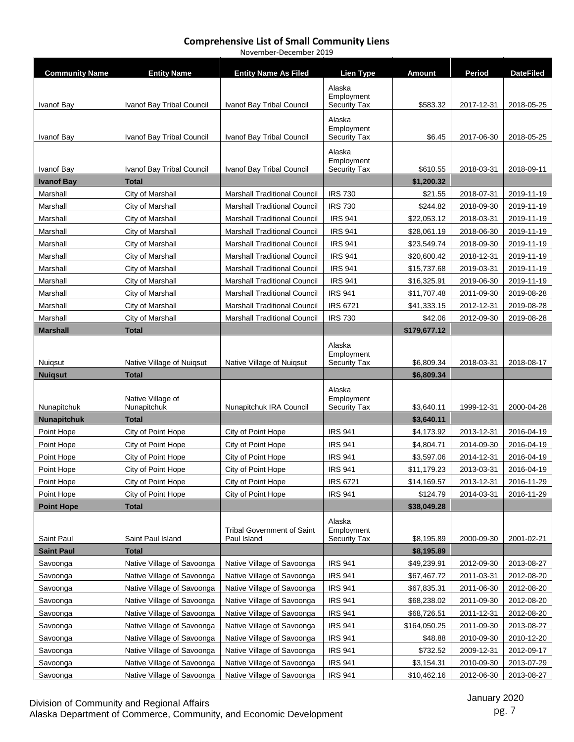# Comprehensive List of Small Community Liens

November-December 2019

| Community Name | Entity Name | Entity Name As Filed | Lien Type | Amount | Period | DateFiled |
|---|---|---|---|---|---|---|
| Ivanof Bay | Ivanof Bay Tribal Council | Ivanof Bay Tribal Council | Alaska Employment Security Tax | $583.32 | 2017-12-31 | 2018-05-25 |
| Ivanof Bay | Ivanof Bay Tribal Council | Ivanof Bay Tribal Council | Alaska Employment Security Tax | $6.45 | 2017-06-30 | 2018-05-25 |
| Ivanof Bay | Ivanof Bay Tribal Council | Ivanof Bay Tribal Council | Alaska Employment Security Tax | $610.55 | 2018-03-31 | 2018-09-11 |
| **Ivanof Bay** | **Total** | | | **$1,200.32** | | |
| Marshall | City of Marshall | Marshall Traditional Council | IRS 730 | $21.55 | 2018-07-31 | 2019-11-19 |
| Marshall | City of Marshall | Marshall Traditional Council | IRS 730 | $244.82 | 2018-09-30 | 2019-11-19 |
| Marshall | City of Marshall | Marshall Traditional Council | IRS 941 | $22,053.12 | 2018-03-31 | 2019-11-19 |
| Marshall | City of Marshall | Marshall Traditional Council | IRS 941 | $28,061.19 | 2018-06-30 | 2019-11-19 |
| Marshall | City of Marshall | Marshall Traditional Council | IRS 941 | $23,549.74 | 2018-09-30 | 2019-11-19 |
| Marshall | City of Marshall | Marshall Traditional Council | IRS 941 | $20,600.42 | 2018-12-31 | 2019-11-19 |
| Marshall | City of Marshall | Marshall Traditional Council | IRS 941 | $15,737.68 | 2019-03-31 | 2019-11-19 |
| Marshall | City of Marshall | Marshall Traditional Council | IRS 941 | $16,325.91 | 2019-06-30 | 2019-11-19 |
| Marshall | City of Marshall | Marshall Traditional Council | IRS 941 | $11,707.48 | 2011-09-30 | 2019-08-28 |
| Marshall | City of Marshall | Marshall Traditional Council | IRS 6721 | $41,333.15 | 2012-12-31 | 2019-08-28 |
| Marshall | City of Marshall | Marshall Traditional Council | IRS 730 | $42.06 | 2012-09-30 | 2019-08-28 |
| **Marshall** | **Total** | | | **$179,677.12** | | |
| Nuiqsut | Native Village of Nuiqsut | Native Village of Nuiqsut | Alaska Employment Security Tax | $6,809.34 | 2018-03-31 | 2018-08-17 |
| **Nuiqsut** | **Total** | | | **$6,809.34** | | |
| Nunapitchuk | Native Village of Nunapitchuk | Nunapitchuk IRA Council | Alaska Employment Security Tax | $3,640.11 | 1999-12-31 | 2000-04-28 |
| **Nunapitchuk** | **Total** | | | **$3,640.11** | | |
| Point Hope | City of Point Hope | City of Point Hope | IRS 941 | $4,173.92 | 2013-12-31 | 2016-04-19 |
| Point Hope | City of Point Hope | City of Point Hope | IRS 941 | $4,804.71 | 2014-09-30 | 2016-04-19 |
| Point Hope | City of Point Hope | City of Point Hope | IRS 941 | $3,597.06 | 2014-12-31 | 2016-04-19 |
| Point Hope | City of Point Hope | City of Point Hope | IRS 941 | $11,179.23 | 2013-03-31 | 2016-04-19 |
| Point Hope | City of Point Hope | City of Point Hope | IRS 6721 | $14,169.57 | 2013-12-31 | 2016-11-29 |
| Point Hope | City of Point Hope | City of Point Hope | IRS 941 | $124.79 | 2014-03-31 | 2016-11-29 |
| **Point Hope** | **Total** | | | **$38,049.28** | | |
| Saint Paul | Saint Paul Island | Tribal Government of Saint Paul Island | Alaska Employment Security Tax | $8,195.89 | 2000-09-30 | 2001-02-21 |
| **Saint Paul** | **Total** | | | **$8,195.89** | | |
| Savoonga | Native Village of Savoonga | Native Village of Savoonga | IRS 941 | $49,239.91 | 2012-09-30 | 2013-08-27 |
| Savoonga | Native Village of Savoonga | Native Village of Savoonga | IRS 941 | $67,467.72 | 2011-03-31 | 2012-08-20 |
| Savoonga | Native Village of Savoonga | Native Village of Savoonga | IRS 941 | $67,835.31 | 2011-06-30 | 2012-08-20 |
| Savoonga | Native Village of Savoonga | Native Village of Savoonga | IRS 941 | $68,238.02 | 2011-09-30 | 2012-08-20 |
| Savoonga | Native Village of Savoonga | Native Village of Savoonga | IRS 941 | $68,726.51 | 2011-12-31 | 2012-08-20 |
| Savoonga | Native Village of Savoonga | Native Village of Savoonga | IRS 941 | $164,050.25 | 2011-09-30 | 2013-08-27 |
| Savoonga | Native Village of Savoonga | Native Village of Savoonga | IRS 941 | $48.88 | 2010-09-30 | 2010-12-20 |
| Savoonga | Native Village of Savoonga | Native Village of Savoonga | IRS 941 | $732.52 | 2009-12-31 | 2012-09-17 |
| Savoonga | Native Village of Savoonga | Native Village of Savoonga | IRS 941 | $3,154.31 | 2010-09-30 | 2013-07-29 |
| Savoonga | Native Village of Savoonga | Native Village of Savoonga | IRS 941 | $10,462.16 | 2012-06-30 | 2013-08-27 |

Division of Community and Regional Affairs
Alaska Department of Commerce, Community, and Economic Development

January 2020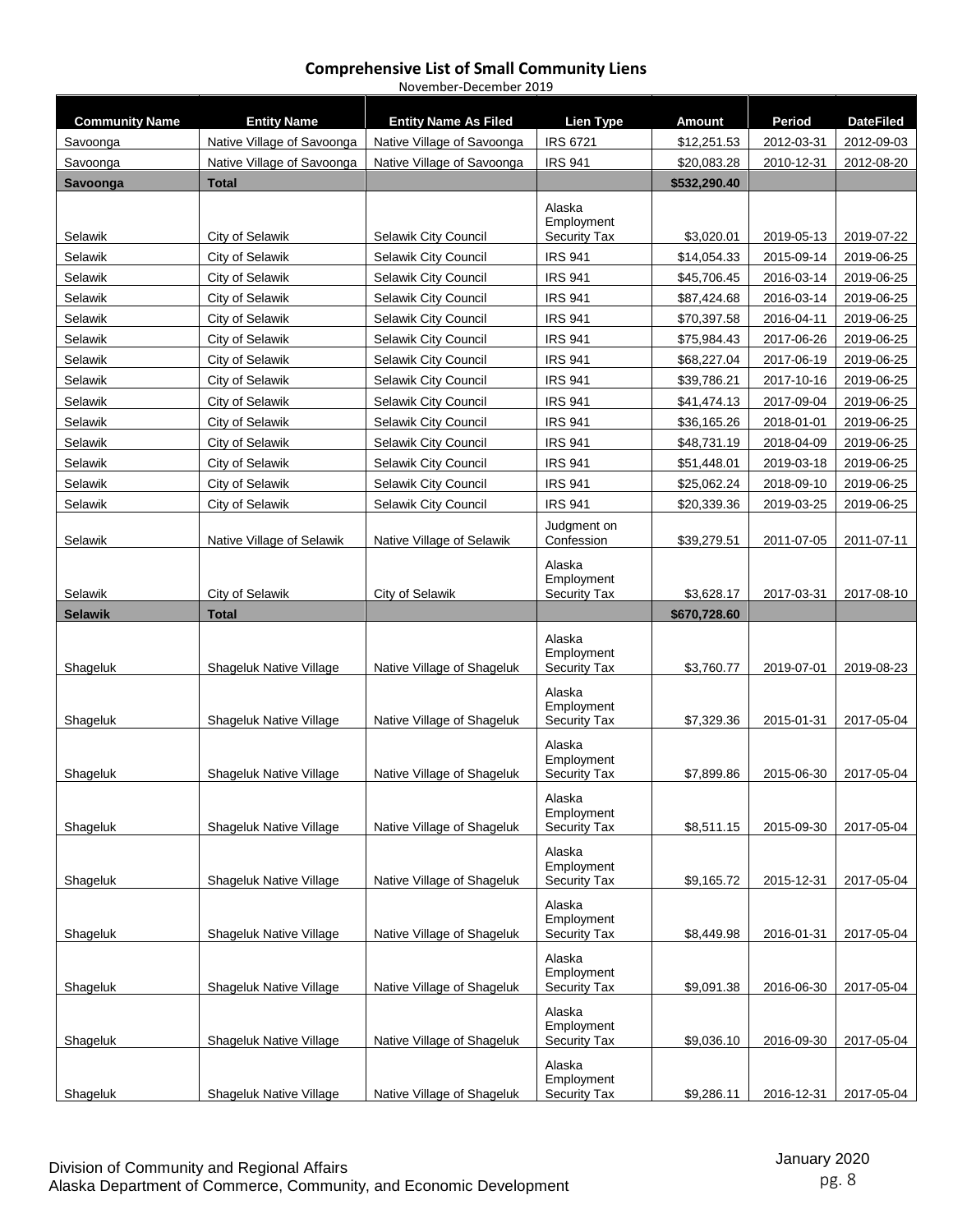# Comprehensive List of Small Community Liens

November-December 2019

| Community Name | Entity Name | Entity Name As Filed | Lien Type | Amount | Period | DateFiled |
|---|---|---|---|---|---|---|
| Savoonga | Native Village of Savoonga | Native Village of Savoonga | IRS 6721 | $12,251.53 | 2012-03-31 | 2012-09-03 |
| Savoonga | Native Village of Savoonga | Native Village of Savoonga | IRS 941 | $20,083.28 | 2010-12-31 | 2012-08-20 |
| **Savoonga** | **Total** | | | **$532,290.40** | | |
| Selawik | City of Selawik | Selawik City Council | Alaska Employment Security Tax | $3,020.01 | 2019-05-13 | 2019-07-22 |
| Selawik | City of Selawik | Selawik City Council | IRS 941 | $14,054.33 | 2015-09-14 | 2019-06-25 |
| Selawik | City of Selawik | Selawik City Council | IRS 941 | $45,706.45 | 2016-03-14 | 2019-06-25 |
| Selawik | City of Selawik | Selawik City Council | IRS 941 | $87,424.68 | 2016-03-14 | 2019-06-25 |
| Selawik | City of Selawik | Selawik City Council | IRS 941 | $70,397.58 | 2016-04-11 | 2019-06-25 |
| Selawik | City of Selawik | Selawik City Council | IRS 941 | $75,984.43 | 2017-06-26 | 2019-06-25 |
| Selawik | City of Selawik | Selawik City Council | IRS 941 | $68,227.04 | 2017-06-19 | 2019-06-25 |
| Selawik | City of Selawik | Selawik City Council | IRS 941 | $39,786.21 | 2017-10-16 | 2019-06-25 |
| Selawik | City of Selawik | Selawik City Council | IRS 941 | $41,474.13 | 2017-09-04 | 2019-06-25 |
| Selawik | City of Selawik | Selawik City Council | IRS 941 | $36,165.26 | 2018-01-01 | 2019-06-25 |
| Selawik | City of Selawik | Selawik City Council | IRS 941 | $48,731.19 | 2018-04-09 | 2019-06-25 |
| Selawik | City of Selawik | Selawik City Council | IRS 941 | $51,448.01 | 2019-03-18 | 2019-06-25 |
| Selawik | City of Selawik | Selawik City Council | IRS 941 | $25,062.24 | 2018-09-10 | 2019-06-25 |
| Selawik | City of Selawik | Selawik City Council | IRS 941 | $20,339.36 | 2019-03-25 | 2019-06-25 |
| Selawik | Native Village of Selawik | Native Village of Selawik | Judgment on Confession | $39,279.51 | 2011-07-05 | 2011-07-11 |
| Selawik | City of Selawik | City of Selawik | Alaska Employment Security Tax | $3,628.17 | 2017-03-31 | 2017-08-10 |
| **Selawik** | **Total** | | | **$670,728.60** | | |
| Shageluk | Shageluk Native Village | Native Village of Shageluk | Alaska Employment Security Tax | $3,760.77 | 2019-07-01 | 2019-08-23 |
| Shageluk | Shageluk Native Village | Native Village of Shageluk | Alaska Employment Security Tax | $7,329.36 | 2015-01-31 | 2017-05-04 |
| Shageluk | Shageluk Native Village | Native Village of Shageluk | Alaska Employment Security Tax | $7,899.86 | 2015-06-30 | 2017-05-04 |
| Shageluk | Shageluk Native Village | Native Village of Shageluk | Alaska Employment Security Tax | $8,511.15 | 2015-09-30 | 2017-05-04 |
| Shageluk | Shageluk Native Village | Native Village of Shageluk | Alaska Employment Security Tax | $9,165.72 | 2015-12-31 | 2017-05-04 |
| Shageluk | Shageluk Native Village | Native Village of Shageluk | Alaska Employment Security Tax | $8,449.98 | 2016-01-31 | 2017-05-04 |
| Shageluk | Shageluk Native Village | Native Village of Shageluk | Alaska Employment Security Tax | $9,091.38 | 2016-06-30 | 2017-05-04 |
| Shageluk | Shageluk Native Village | Native Village of Shageluk | Alaska Employment Security Tax | $9,036.10 | 2016-09-30 | 2017-05-04 |
| Shageluk | Shageluk Native Village | Native Village of Shageluk | Alaska Employment Security Tax | $9,286.11 | 2016-12-31 | 2017-05-04 |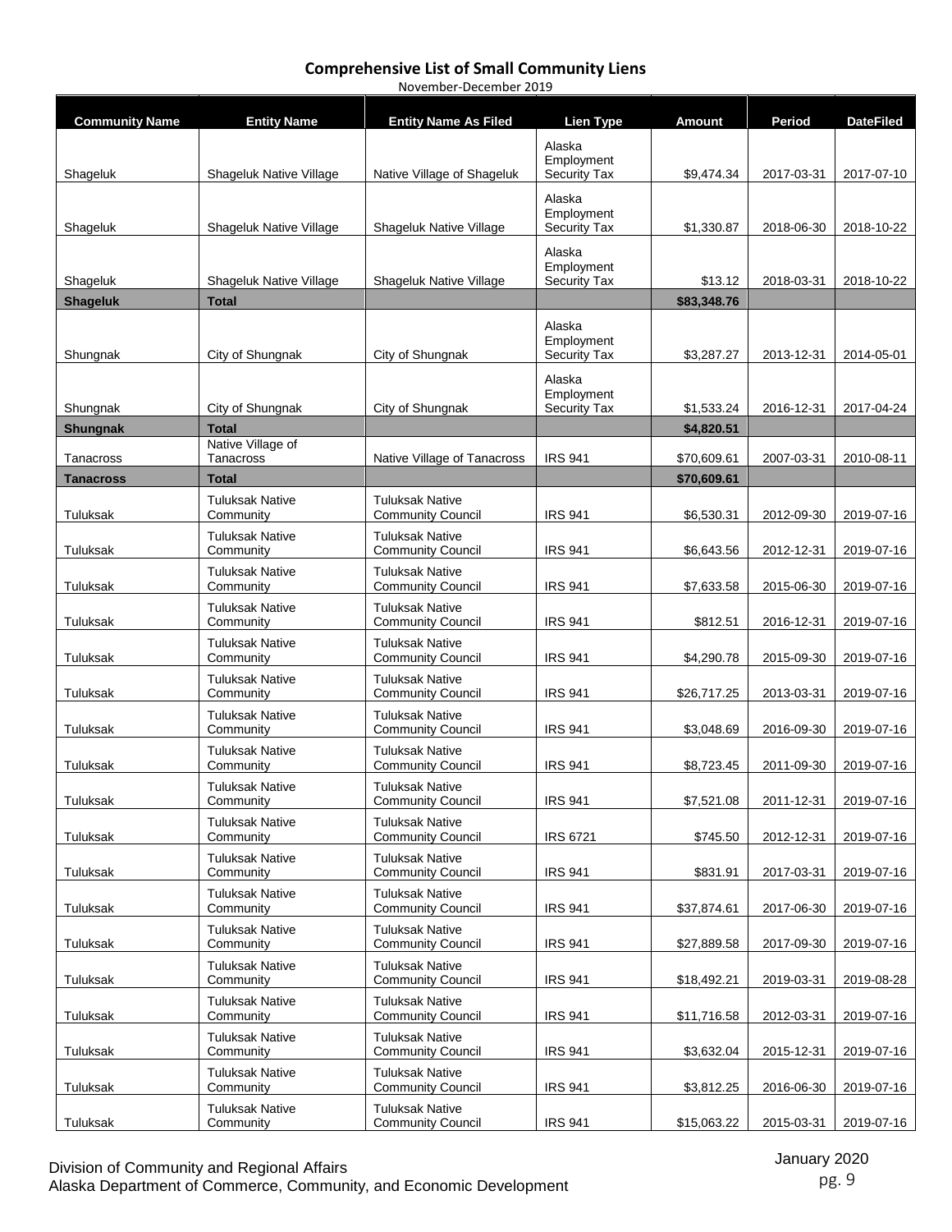# Comprehensive List of Small Community Liens

November-December 2019

| Community Name | Entity Name | Entity Name As Filed | Lien Type | Amount | Period | DateFiled |
|---|---|---|---|---|---|---|
| Shageluk | Shageluk Native Village | Native Village of Shageluk | Alaska Employment Security Tax | $9,474.34 | 2017-03-31 | 2017-07-10 |
| Shageluk | Shageluk Native Village | Shageluk Native Village | Alaska Employment Security Tax | $1,330.87 | 2018-06-30 | 2018-10-22 |
| Shageluk | Shageluk Native Village | Shageluk Native Village | Alaska Employment Security Tax | $13.12 | 2018-03-31 | 2018-10-22 |
| **Shageluk** | **Total** | | | **$83,348.76** | | |
| Shungnak | City of Shungnak | City of Shungnak | Alaska Employment Security Tax | $3,287.27 | 2013-12-31 | 2014-05-01 |
| Shungnak | City of Shungnak | City of Shungnak | Alaska Employment Security Tax | $1,533.24 | 2016-12-31 | 2017-04-24 |
| **Shungnak** | **Total** | | | **$4,820.51** | | |
| Tanacross | Native Village of Tanacross | Native Village of Tanacross | IRS 941 | $70,609.61 | 2007-03-31 | 2010-08-11 |
| **Tanacross** | **Total** | | | **$70,609.61** | | |
| Tuluksak | Tuluksak Native Community | Tuluksak Native Community Council | IRS 941 | $6,530.31 | 2012-09-30 | 2019-07-16 |
| Tuluksak | Tuluksak Native Community | Tuluksak Native Community Council | IRS 941 | $6,643.56 | 2012-12-31 | 2019-07-16 |
| Tuluksak | Tuluksak Native Community | Tuluksak Native Community Council | IRS 941 | $7,633.58 | 2015-06-30 | 2019-07-16 |
| Tuluksak | Tuluksak Native Community | Tuluksak Native Community Council | IRS 941 | $812.51 | 2016-12-31 | 2019-07-16 |
| Tuluksak | Tuluksak Native Community | Tuluksak Native Community Council | IRS 941 | $4,290.78 | 2015-09-30 | 2019-07-16 |
| Tuluksak | Tuluksak Native Community | Tuluksak Native Community Council | IRS 941 | $26,717.25 | 2013-03-31 | 2019-07-16 |
| Tuluksak | Tuluksak Native Community | Tuluksak Native Community Council | IRS 941 | $3,048.69 | 2016-09-30 | 2019-07-16 |
| Tuluksak | Tuluksak Native Community | Tuluksak Native Community Council | IRS 941 | $8,723.45 | 2011-09-30 | 2019-07-16 |
| Tuluksak | Tuluksak Native Community | Tuluksak Native Community Council | IRS 941 | $7,521.08 | 2011-12-31 | 2019-07-16 |
| Tuluksak | Tuluksak Native Community | Tuluksak Native Community Council | IRS 6721 | $745.50 | 2012-12-31 | 2019-07-16 |
| Tuluksak | Tuluksak Native Community | Tuluksak Native Community Council | IRS 941 | $831.91 | 2017-03-31 | 2019-07-16 |
| Tuluksak | Tuluksak Native Community | Tuluksak Native Community Council | IRS 941 | $37,874.61 | 2017-06-30 | 2019-07-16 |
| Tuluksak | Tuluksak Native Community | Tuluksak Native Community Council | IRS 941 | $27,889.58 | 2017-09-30 | 2019-07-16 |
| Tuluksak | Tuluksak Native Community | Tuluksak Native Community Council | IRS 941 | $18,492.21 | 2019-03-31 | 2019-08-28 |
| Tuluksak | Tuluksak Native Community | Tuluksak Native Community Council | IRS 941 | $11,716.58 | 2012-03-31 | 2019-07-16 |
| Tuluksak | Tuluksak Native Community | Tuluksak Native Community Council | IRS 941 | $3,632.04 | 2015-12-31 | 2019-07-16 |
| Tuluksak | Tuluksak Native Community | Tuluksak Native Community Council | IRS 941 | $3,812.25 | 2016-06-30 | 2019-07-16 |
| Tuluksak | Tuluksak Native Community | Tuluksak Native Community Council | IRS 941 | $15,063.22 | 2015-03-31 | 2019-07-16 |

Division of Community and Regional Affairs
Alaska Department of Commerce, Community, and Economic Development

January 2020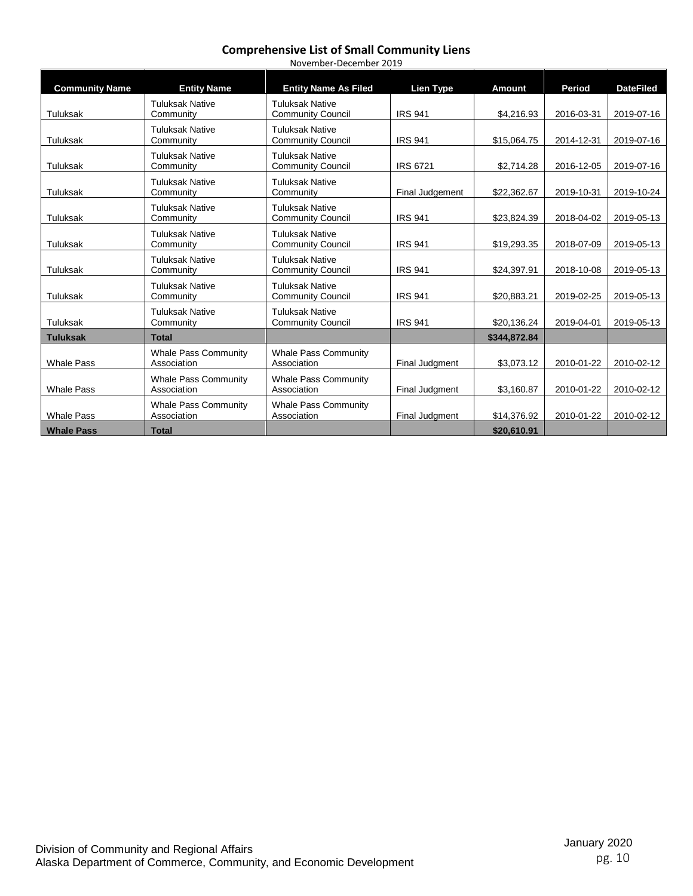# Comprehensive List of Small Community Liens

November-December 2019

| Community Name | Entity Name | Entity Name As Filed | Lien Type | Amount | Period | DateFiled |
|---|---|---|---|---|---|---|
| Tuluksak | Tuluksak Native Community | Tuluksak Native Community Council | IRS 941 | $4,216.93 | 2016-03-31 | 2019-07-16 |
| Tuluksak | Tuluksak Native Community | Tuluksak Native Community Council | IRS 941 | $15,064.75 | 2014-12-31 | 2019-07-16 |
| Tuluksak | Tuluksak Native Community | Tuluksak Native Community Council | IRS 6721 | $2,714.28 | 2016-12-05 | 2019-07-16 |
| Tuluksak | Tuluksak Native Community | Tuluksak Native Community | Final Judgement | $22,362.67 | 2019-10-31 | 2019-10-24 |
| Tuluksak | Tuluksak Native Community | Tuluksak Native Community Council | IRS 941 | $23,824.39 | 2018-04-02 | 2019-05-13 |
| Tuluksak | Tuluksak Native Community | Tuluksak Native Community Council | IRS 941 | $19,293.35 | 2018-07-09 | 2019-05-13 |
| Tuluksak | Tuluksak Native Community | Tuluksak Native Community Council | IRS 941 | $24,397.91 | 2018-10-08 | 2019-05-13 |
| Tuluksak | Tuluksak Native Community | Tuluksak Native Community Council | IRS 941 | $20,883.21 | 2019-02-25 | 2019-05-13 |
| Tuluksak | Tuluksak Native Community | Tuluksak Native Community Council | IRS 941 | $20,136.24 | 2019-04-01 | 2019-05-13 |
| **Tuluksak** | **Total** | | | **$344,872.84** | | |
| Whale Pass | Whale Pass Community Association | Whale Pass Community Association | Final Judgment | $3,073.12 | 2010-01-22 | 2010-02-12 |
| Whale Pass | Whale Pass Community Association | Whale Pass Community Association | Final Judgment | $3,160.87 | 2010-01-22 | 2010-02-12 |
| Whale Pass | Whale Pass Community Association | Whale Pass Community Association | Final Judgment | $14,376.92 | 2010-01-22 | 2010-02-12 |
| **Whale Pass** | **Total** | | | **$20,610.91** | | |